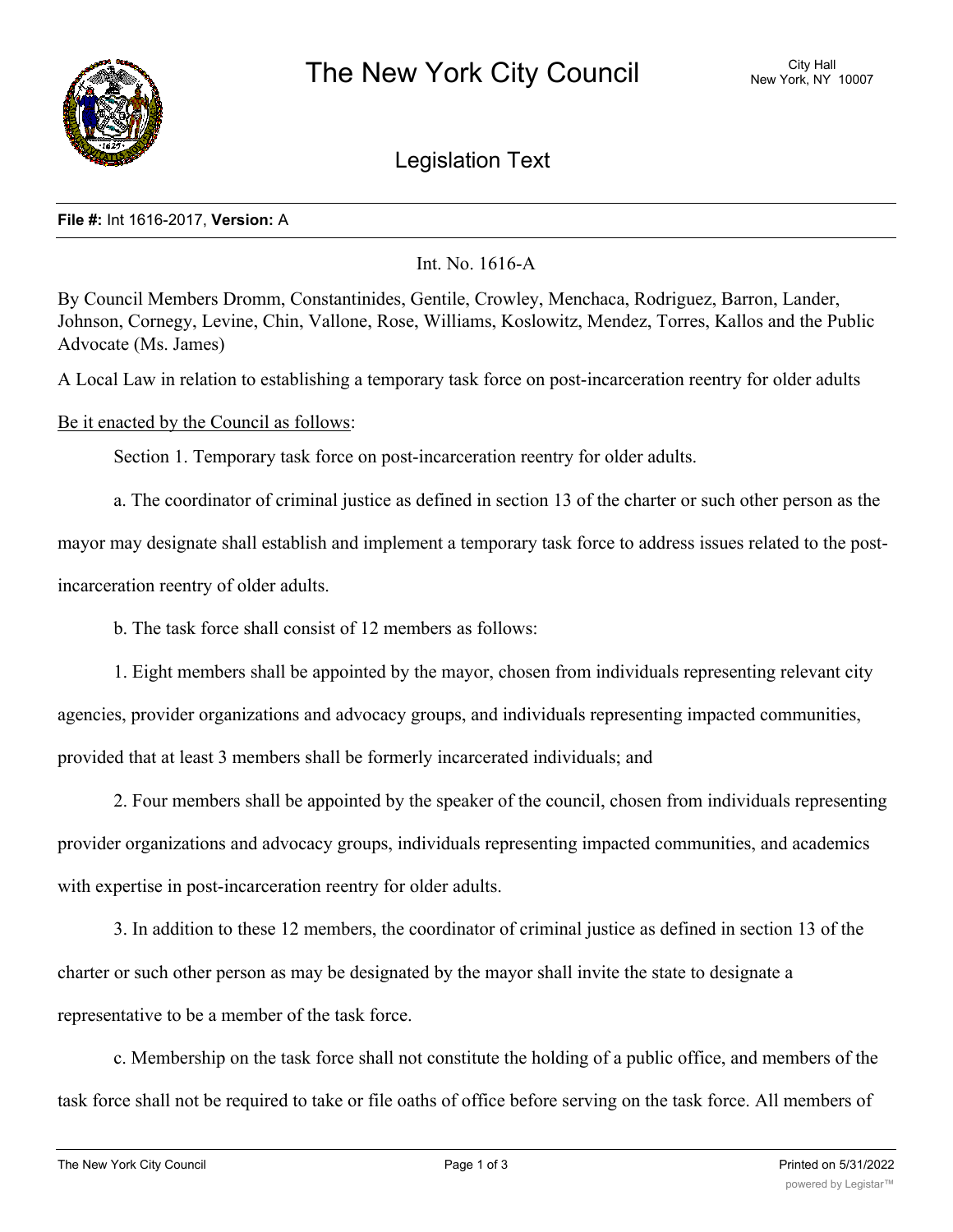# The New York City Council

City Hall
New York, NY 10007

## Legislation Text

**File #:** Int 1616-2017, **Version:** A

Int. No. 1616-A

By Council Members Dromm, Constantinides, Gentile, Crowley, Menchaca, Rodriguez, Barron, Lander, Johnson, Cornegy, Levine, Chin, Vallone, Rose, Williams, Koslowitz, Mendez, Torres, Kallos and the Public Advocate (Ms. James)

A Local Law in relation to establishing a temporary task force on post-incarceration reentry for older adults

Be it enacted by the Council as follows:

Section 1. Temporary task force on post-incarceration reentry for older adults.

a. The coordinator of criminal justice as defined in section 13 of the charter or such other person as the mayor may designate shall establish and implement a temporary task force to address issues related to the post-incarceration reentry of older adults.

b. The task force shall consist of 12 members as follows:

1. Eight members shall be appointed by the mayor, chosen from individuals representing relevant city agencies, provider organizations and advocacy groups, and individuals representing impacted communities, provided that at least 3 members shall be formerly incarcerated individuals; and

2. Four members shall be appointed by the speaker of the council, chosen from individuals representing provider organizations and advocacy groups, individuals representing impacted communities, and academics with expertise in post-incarceration reentry for older adults.

3. In addition to these 12 members, the coordinator of criminal justice as defined in section 13 of the charter or such other person as may be designated by the mayor shall invite the state to designate a representative to be a member of the task force.

c. Membership on the task force shall not constitute the holding of a public office, and members of the task force shall not be required to take or file oaths of office before serving on the task force. All members of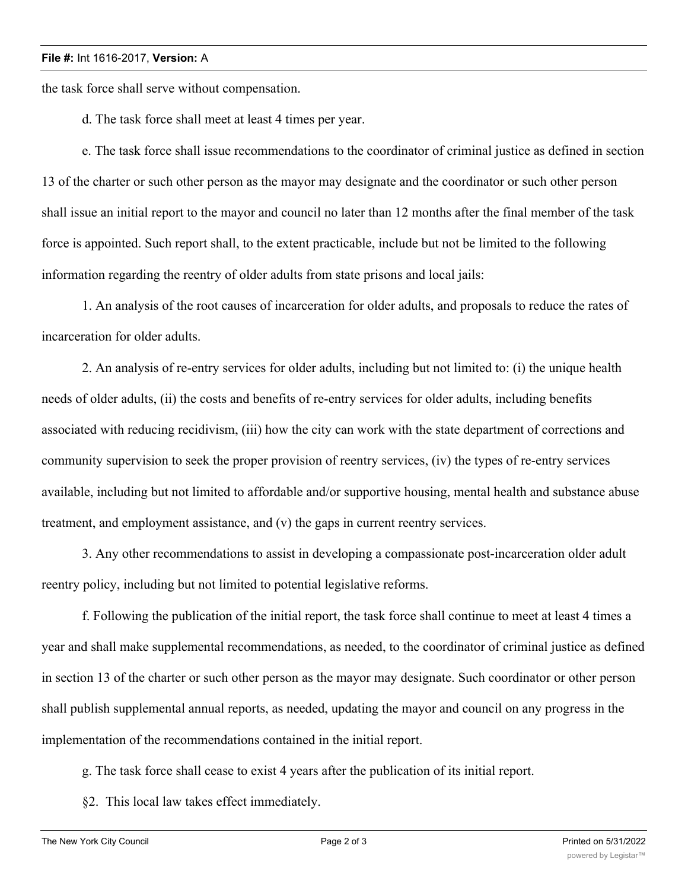the task force shall serve without compensation.

d. The task force shall meet at least 4 times per year.

e. The task force shall issue recommendations to the coordinator of criminal justice as defined in section 13 of the charter or such other person as the mayor may designate and the coordinator or such other person shall issue an initial report to the mayor and council no later than 12 months after the final member of the task force is appointed. Such report shall, to the extent practicable, include but not be limited to the following information regarding the reentry of older adults from state prisons and local jails:

1. An analysis of the root causes of incarceration for older adults, and proposals to reduce the rates of incarceration for older adults.

2. An analysis of re-entry services for older adults, including but not limited to: (i) the unique health needs of older adults, (ii) the costs and benefits of re-entry services for older adults, including benefits associated with reducing recidivism, (iii) how the city can work with the state department of corrections and community supervision to seek the proper provision of reentry services, (iv) the types of re-entry services available, including but not limited to affordable and/or supportive housing, mental health and substance abuse treatment, and employment assistance, and (v) the gaps in current reentry services.

3. Any other recommendations to assist in developing a compassionate post-incarceration older adult reentry policy, including but not limited to potential legislative reforms.

f. Following the publication of the initial report, the task force shall continue to meet at least 4 times a year and shall make supplemental recommendations, as needed, to the coordinator of criminal justice as defined in section 13 of the charter or such other person as the mayor may designate. Such coordinator or other person shall publish supplemental annual reports, as needed, updating the mayor and council on any progress in the implementation of the recommendations contained in the initial report.

g. The task force shall cease to exist 4 years after the publication of its initial report.

§2. This local law takes effect immediately.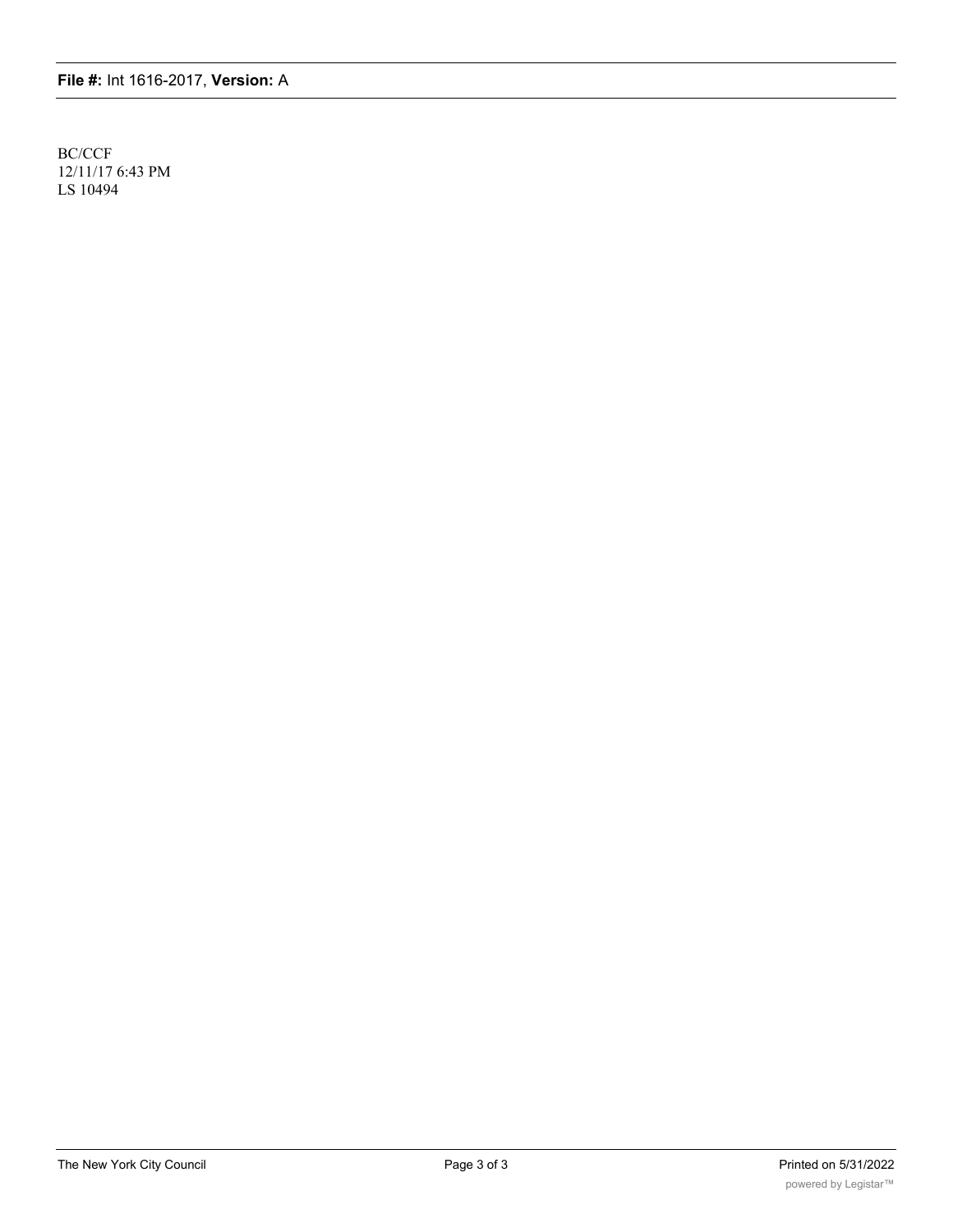BC/CCF
12/11/17 6:43 PM
LS 10494